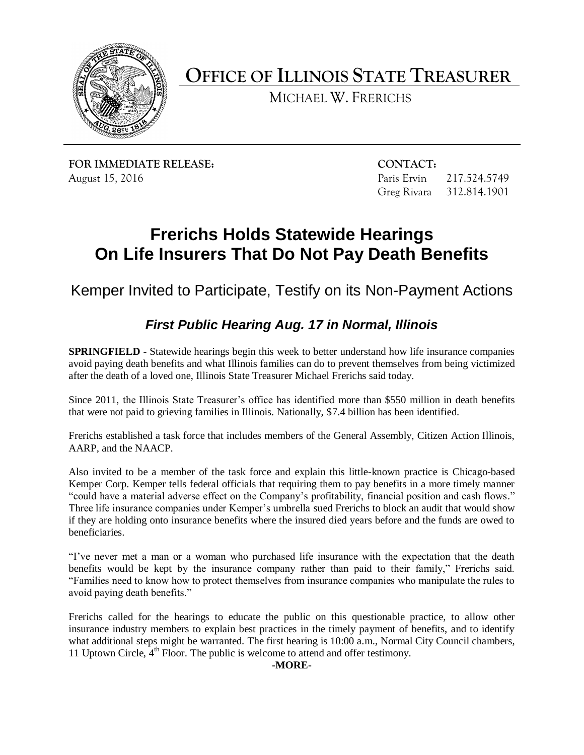# OFFICE OF ILLINOIS STATE TREASURER

MICHAEL W. FRERICHS

**FOR IMMEDIATE RELEASE:**
August 15, 2016

**CONTACT:**
Paris Ervin 217.524.5749
Greg Rivara 312.814.1901

# Frerichs Holds Statewide Hearings On Life Insurers That Do Not Pay Death Benefits

## Kemper Invited to Participate, Testify on its Non-Payment Actions

### *First Public Hearing Aug. 17 in Normal, Illinois*

**SPRINGFIELD** - Statewide hearings begin this week to better understand how life insurance companies avoid paying death benefits and what Illinois families can do to prevent themselves from being victimized after the death of a loved one, Illinois State Treasurer Michael Frerichs said today.

Since 2011, the Illinois State Treasurer's office has identified more than $550 million in death benefits that were not paid to grieving families in Illinois. Nationally, $7.4 billion has been identified.

Frerichs established a task force that includes members of the General Assembly, Citizen Action Illinois, AARP, and the NAACP.

Also invited to be a member of the task force and explain this little-known practice is Chicago-based Kemper Corp. Kemper tells federal officials that requiring them to pay benefits in a more timely manner "could have a material adverse effect on the Company's profitability, financial position and cash flows." Three life insurance companies under Kemper's umbrella sued Frerichs to block an audit that would show if they are holding onto insurance benefits where the insured died years before and the funds are owed to beneficiaries.

"I've never met a man or a woman who purchased life insurance with the expectation that the death benefits would be kept by the insurance company rather than paid to their family," Frerichs said. "Families need to know how to protect themselves from insurance companies who manipulate the rules to avoid paying death benefits."

Frerichs called for the hearings to educate the public on this questionable practice, to allow other insurance industry members to explain best practices in the timely payment of benefits, and to identify what additional steps might be warranted. The first hearing is 10:00 a.m., Normal City Council chambers, 11 Uptown Circle, 4th Floor. The public is welcome to attend and offer testimony.

**-MORE-**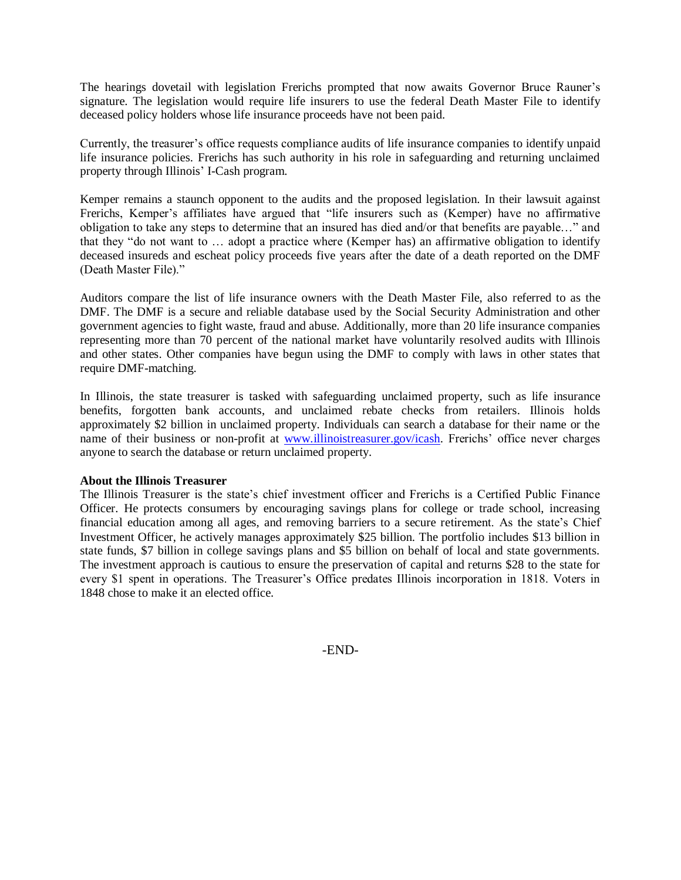The hearings dovetail with legislation Frerichs prompted that now awaits Governor Bruce Rauner's signature. The legislation would require life insurers to use the federal Death Master File to identify deceased policy holders whose life insurance proceeds have not been paid.

Currently, the treasurer's office requests compliance audits of life insurance companies to identify unpaid life insurance policies. Frerichs has such authority in his role in safeguarding and returning unclaimed property through Illinois' I-Cash program.

Kemper remains a staunch opponent to the audits and the proposed legislation. In their lawsuit against Frerichs, Kemper's affiliates have argued that "life insurers such as (Kemper) have no affirmative obligation to take any steps to determine that an insured has died and/or that benefits are payable…" and that they "do not want to … adopt a practice where (Kemper has) an affirmative obligation to identify deceased insureds and escheat policy proceeds five years after the date of a death reported on the DMF (Death Master File)."

Auditors compare the list of life insurance owners with the Death Master File, also referred to as the DMF. The DMF is a secure and reliable database used by the Social Security Administration and other government agencies to fight waste, fraud and abuse. Additionally, more than 20 life insurance companies representing more than 70 percent of the national market have voluntarily resolved audits with Illinois and other states. Other companies have begun using the DMF to comply with laws in other states that require DMF-matching.

In Illinois, the state treasurer is tasked with safeguarding unclaimed property, such as life insurance benefits, forgotten bank accounts, and unclaimed rebate checks from retailers. Illinois holds approximately $2 billion in unclaimed property. Individuals can search a database for their name or the name of their business or non-profit at [www.illinoistreasurer.gov/icash](http://www.illinoistreasurer.gov/icash). Frerichs' office never charges anyone to search the database or return unclaimed property.

**About the Illinois Treasurer**

The Illinois Treasurer is the state's chief investment officer and Frerichs is a Certified Public Finance Officer. He protects consumers by encouraging savings plans for college or trade school, increasing financial education among all ages, and removing barriers to a secure retirement. As the state's Chief Investment Officer, he actively manages approximately $25 billion. The portfolio includes $13 billion in state funds, $7 billion in college savings plans and $5 billion on behalf of local and state governments. The investment approach is cautious to ensure the preservation of capital and returns $28 to the state for every $1 spent in operations. The Treasurer's Office predates Illinois incorporation in 1818. Voters in 1848 chose to make it an elected office.

-END-